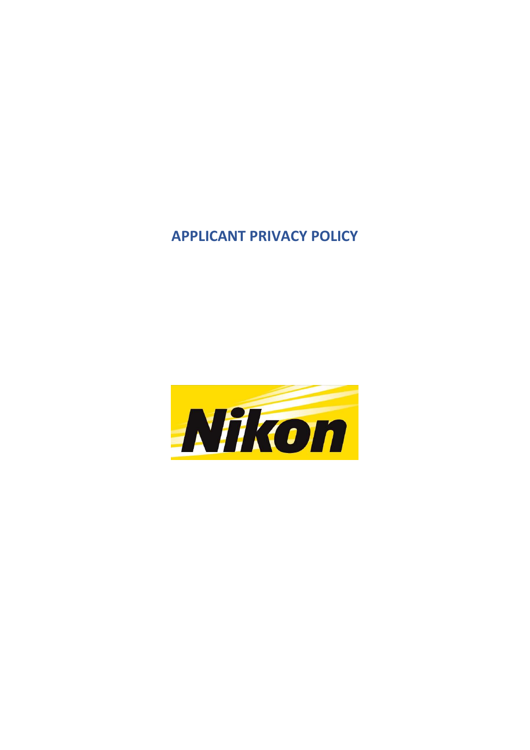# APPLICANT PRIVACY POLICY

Nikon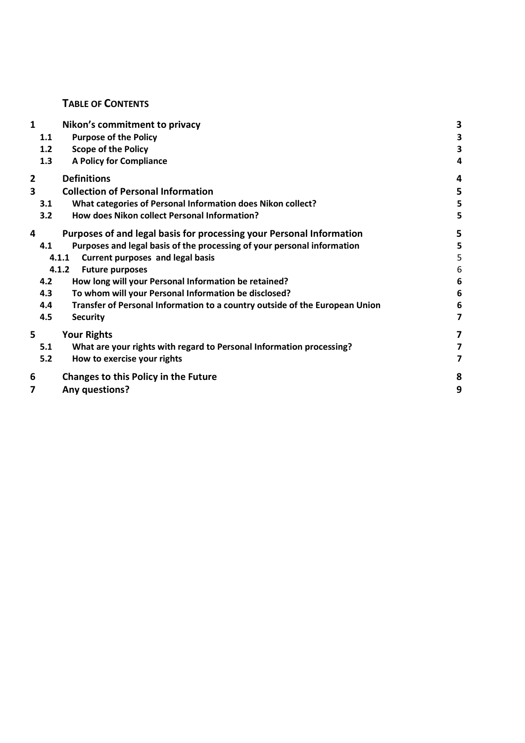**TABLE OF CONTENTS**

| | | |
|---|---|---|
| **1** | **Nikon's commitment to privacy** | **3** |
| **1.1** | **Purpose of the Policy** | **3** |
| **1.2** | **Scope of the Policy** | **3** |
| **1.3** | **A Policy for Compliance** | **4** |
| **2** | **Definitions** | **4** |
| **3** | **Collection of Personal Information** | **5** |
| **3.1** | **What categories of Personal Information does Nikon collect?** | **5** |
| **3.2** | **How does Nikon collect Personal Information?** | **5** |
| **4** | **Purposes of and legal basis for processing your Personal Information** | **5** |
| **4.1** | **Purposes and legal basis of the processing of your personal information** | **5** |
| **4.1.1** | **Current purposes and legal basis** | 5 |
| **4.1.2** | **Future purposes** | 6 |
| **4.2** | **How long will your Personal Information be retained?** | **6** |
| **4.3** | **To whom will your Personal Information be disclosed?** | **6** |
| **4.4** | **Transfer of Personal Information to a country outside of the European Union** | **6** |
| **4.5** | **Security** | **7** |
| **5** | **Your Rights** | **7** |
| **5.1** | **What are your rights with regard to Personal Information processing?** | **7** |
| **5.2** | **How to exercise your rights** | **7** |
| **6** | **Changes to this Policy in the Future** | **8** |
| **7** | **Any questions?** | **9** |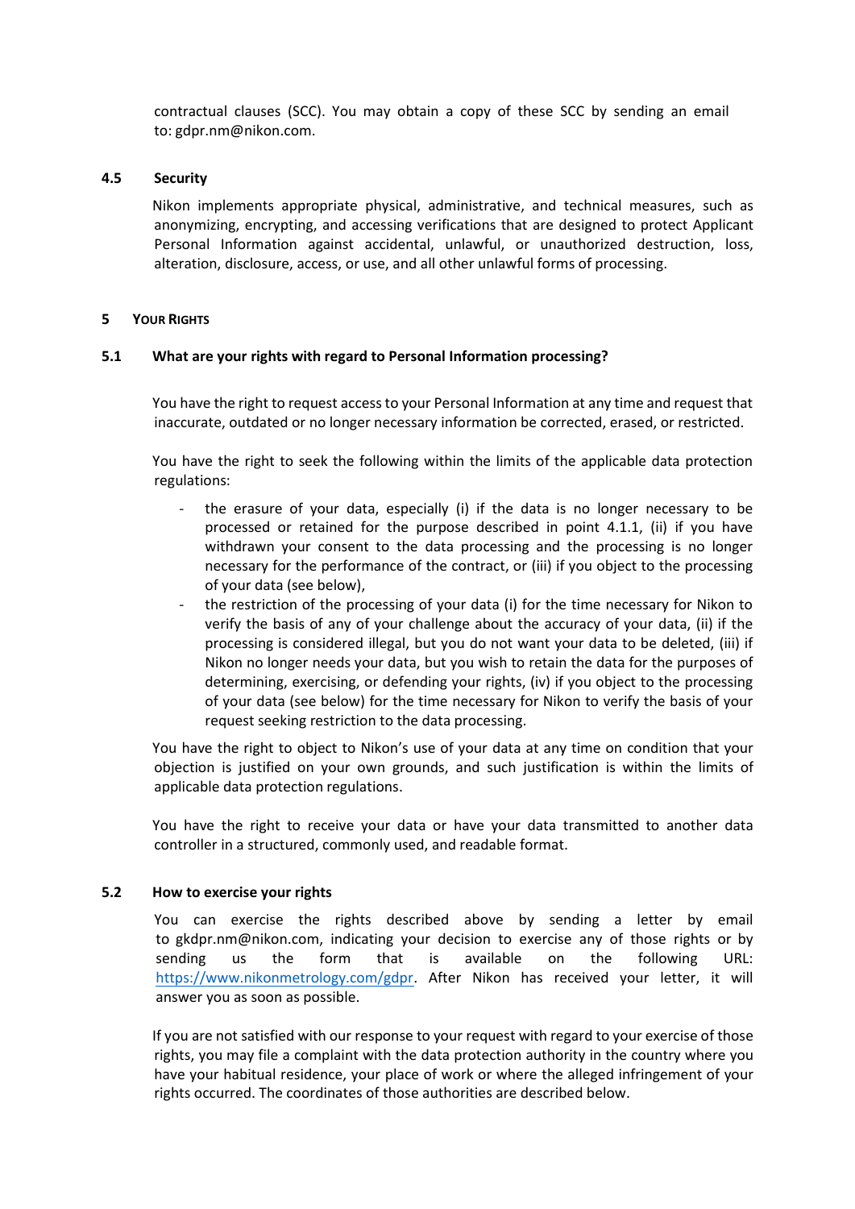contractual clauses (SCC). You may obtain a copy of these SCC by sending an email to: gdpr.nm@nikon.com.

### 4.5 Security

Nikon implements appropriate physical, administrative, and technical measures, such as anonymizing, encrypting, and accessing verifications that are designed to protect Applicant Personal Information against accidental, unlawful, or unauthorized destruction, loss, alteration, disclosure, access, or use, and all other unlawful forms of processing.

## 5 YOUR RIGHTS

### 5.1 What are your rights with regard to Personal Information processing?

You have the right to request access to your Personal Information at any time and request that inaccurate, outdated or no longer necessary information be corrected, erased, or restricted.

You have the right to seek the following within the limits of the applicable data protection regulations:

- the erasure of your data, especially (i) if the data is no longer necessary to be processed or retained for the purpose described in point 4.1.1, (ii) if you have withdrawn your consent to the data processing and the processing is no longer necessary for the performance of the contract, or (iii) if you object to the processing of your data (see below),
- the restriction of the processing of your data (i) for the time necessary for Nikon to verify the basis of any of your challenge about the accuracy of your data, (ii) if the processing is considered illegal, but you do not want your data to be deleted, (iii) if Nikon no longer needs your data, but you wish to retain the data for the purposes of determining, exercising, or defending your rights, (iv) if you object to the processing of your data (see below) for the time necessary for Nikon to verify the basis of your request seeking restriction to the data processing.

You have the right to object to Nikon's use of your data at any time on condition that your objection is justified on your own grounds, and such justification is within the limits of applicable data protection regulations.

You have the right to receive your data or have your data transmitted to another data controller in a structured, commonly used, and readable format.

### 5.2 How to exercise your rights

You can exercise the rights described above by sending a letter by email to gkdpr.nm@nikon.com, indicating your decision to exercise any of those rights or by sending us the form that is available on the following URL: https://www.nikonmetrology.com/gdpr. After Nikon has received your letter, it will answer you as soon as possible.

If you are not satisfied with our response to your request with regard to your exercise of those rights, you may file a complaint with the data protection authority in the country where you have your habitual residence, your place of work or where the alleged infringement of your rights occurred. The coordinates of those authorities are described below.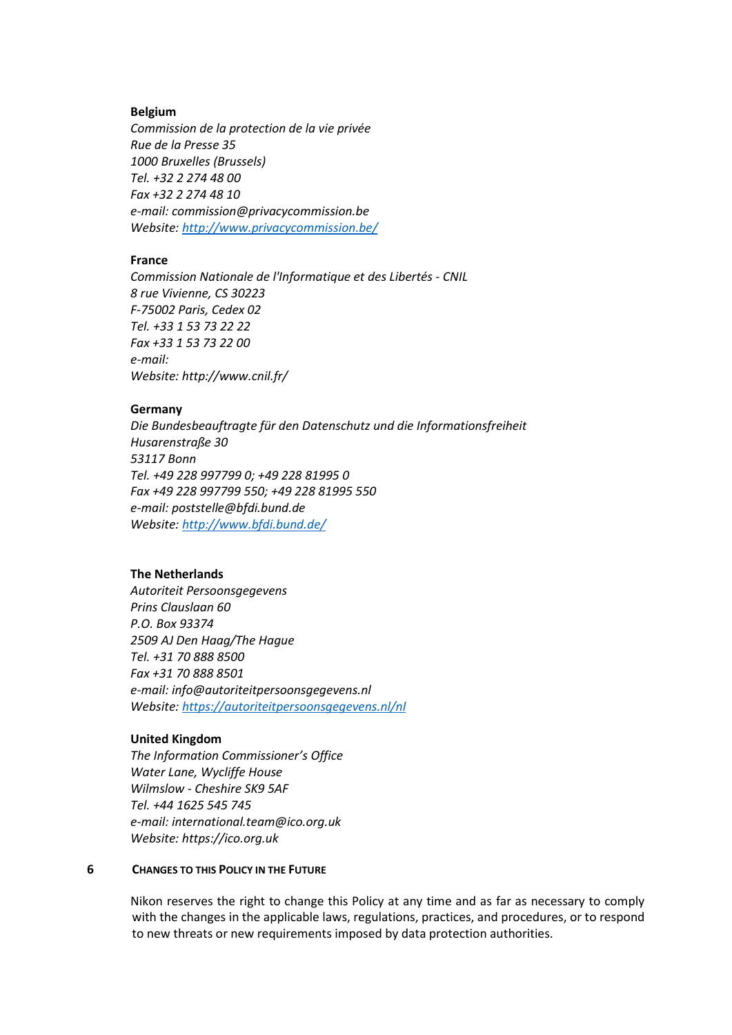**Belgium**

*Commission de la protection de la vie privée*
*Rue de la Presse 35*
*1000 Bruxelles (Brussels)*
*Tel. +32 2 274 48 00*
*Fax +32 2 274 48 10*
*e-mail: commission@privacycommission.be*
*Website: [http://www.privacycommission.be/](http://www.privacycommission.be/)*

**France**

*Commission Nationale de l'Informatique et des Libertés - CNIL*
*8 rue Vivienne, CS 30223*
*F-75002 Paris, Cedex 02*
*Tel. +33 1 53 73 22 22*
*Fax +33 1 53 73 22 00*
*e-mail:*
*Website: http://www.cnil.fr/*

**Germany**

*Die Bundesbeauftragte für den Datenschutz und die Informationsfreiheit*
*Husarenstraße 30*
*53117 Bonn*
*Tel. +49 228 997799 0; +49 228 81995 0*
*Fax +49 228 997799 550; +49 228 81995 550*
*e-mail: poststelle@bfdi.bund.de*
*Website: [http://www.bfdi.bund.de/](http://www.bfdi.bund.de/)*

**The Netherlands**

*Autoriteit Persoonsgegevens*
*Prins Clauslaan 60*
*P.O. Box 93374*
*2509 AJ Den Haag/The Hague*
*Tel. +31 70 888 8500*
*Fax +31 70 888 8501*
*e-mail: info@autoriteitpersoonsgegevens.nl*
*Website: [https://autoriteitpersoonsgegevens.nl/nl](https://autoriteitpersoonsgegevens.nl/nl)*

**United Kingdom**

*The Information Commissioner's Office*
*Water Lane, Wycliffe House*
*Wilmslow - Cheshire SK9 5AF*
*Tel. +44 1625 545 745*
*e-mail: international.team@ico.org.uk*
*Website: https://ico.org.uk*

## 6 CHANGES TO THIS POLICY IN THE FUTURE

Nikon reserves the right to change this Policy at any time and as far as necessary to comply with the changes in the applicable laws, regulations, practices, and procedures, or to respond to new threats or new requirements imposed by data protection authorities.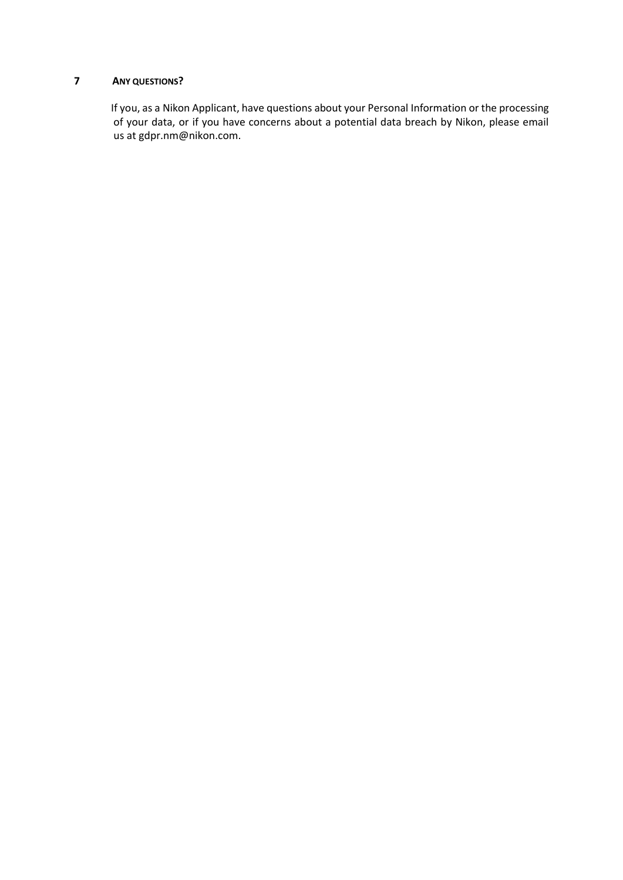## 7 ANY QUESTIONS?

If you, as a Nikon Applicant, have questions about your Personal Information or the processing of your data, or if you have concerns about a potential data breach by Nikon, please email us at gdpr.nm@nikon.com.